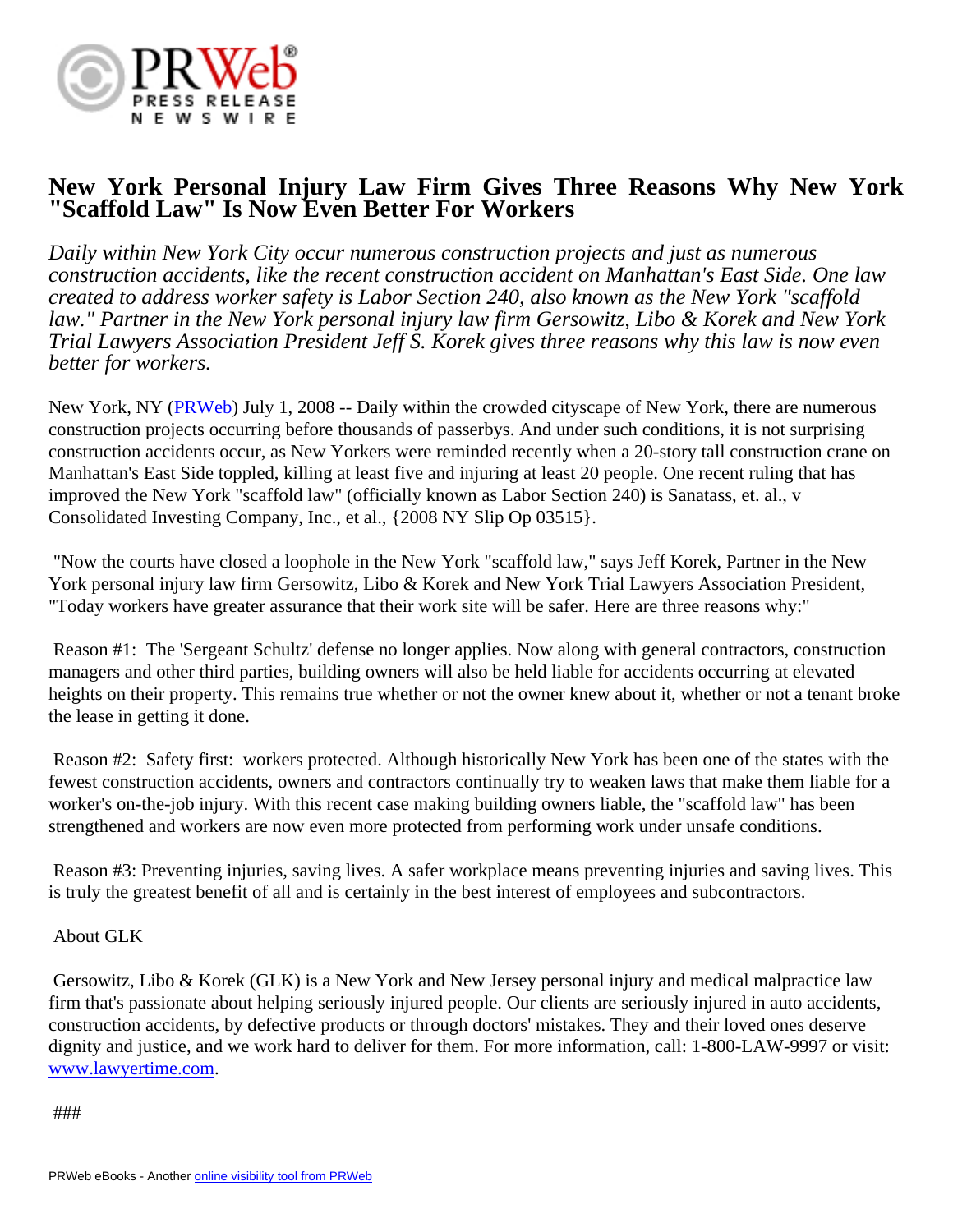# New York Personal Injury Law Firm Gives Three Reasons Why New York "Scaffold Law" Is Now Even Better For Workers

*Daily within New York City occur numerous construction projects and just as numerous construction accidents, like the recent construction accident on Manhattan's East Side. One law created to address worker safety is Labor Section 240, also known as the New York "scaffold law." Partner in the New York personal injury law firm Gersowitz, Libo & Korek and New York Trial Lawyers Association President Jeff S. Korek gives three reasons why this law is now even better for workers.*

New York, NY (PRWeb) July 1, 2008 -- Daily within the crowded cityscape of New York, there are numerous construction projects occurring before thousands of passerbys. And under such conditions, it is not surprising construction accidents occur, as New Yorkers were reminded recently when a 20-story tall construction crane on Manhattan's East Side toppled, killing at least five and injuring at least 20 people. One recent ruling that has improved the New York "scaffold law" (officially known as Labor Section 240) is Sanatass, et. al., v Consolidated Investing Company, Inc., et al., {2008 NY Slip Op 03515}.

"Now the courts have closed a loophole in the New York "scaffold law," says Jeff Korek, Partner in the New York personal injury law firm Gersowitz, Libo & Korek and New York Trial Lawyers Association President, "Today workers have greater assurance that their work site will be safer. Here are three reasons why:"

Reason #1: The 'Sergeant Schultz' defense no longer applies. Now along with general contractors, construction managers and other third parties, building owners will also be held liable for accidents occurring at elevated heights on their property. This remains true whether or not the owner knew about it, whether or not a tenant broke the lease in getting it done.

Reason #2: Safety first: workers protected. Although historically New York has been one of the states with the fewest construction accidents, owners and contractors continually try to weaken laws that make them liable for a worker's on-the-job injury. With this recent case making building owners liable, the "scaffold law" has been strengthened and workers are now even more protected from performing work under unsafe conditions.

Reason #3: Preventing injuries, saving lives. A safer workplace means preventing injuries and saving lives. This is truly the greatest benefit of all and is certainly in the best interest of employees and subcontractors.

About GLK

Gersowitz, Libo & Korek (GLK) is a New York and New Jersey personal injury and medical malpractice law firm that's passionate about helping seriously injured people. Our clients are seriously injured in auto accidents, construction accidents, by defective products or through doctors' mistakes. They and their loved ones deserve dignity and justice, and we work hard to deliver for them. For more information, call: 1-800-LAW-9997 or visit: www.lawyertime.com.

###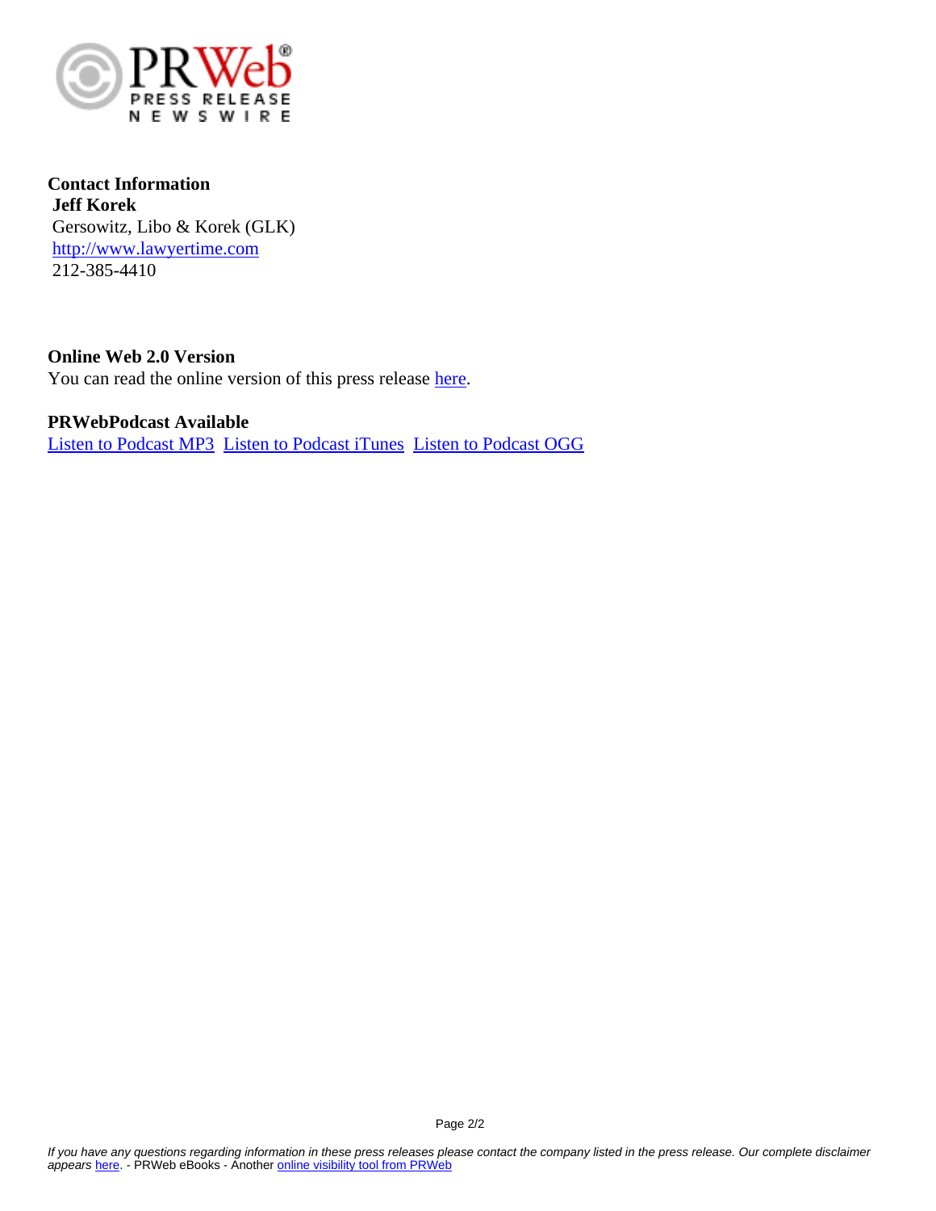**Contact Information**
**Jeff Korek**
Gersowitz, Libo & Korek (GLK)
http://www.lawyertime.com
212-385-4410

**Online Web 2.0 Version**
You can read the online version of this press release here.

**PRWebPodcast Available**
Listen to Podcast MP3  Listen to Podcast iTunes  Listen to Podcast OGG

*If you have any questions regarding information in these press releases please contact the company listed in the press release. Our complete disclaimer appears here.* - PRWeb eBooks - Another online visibility tool from PRWeb